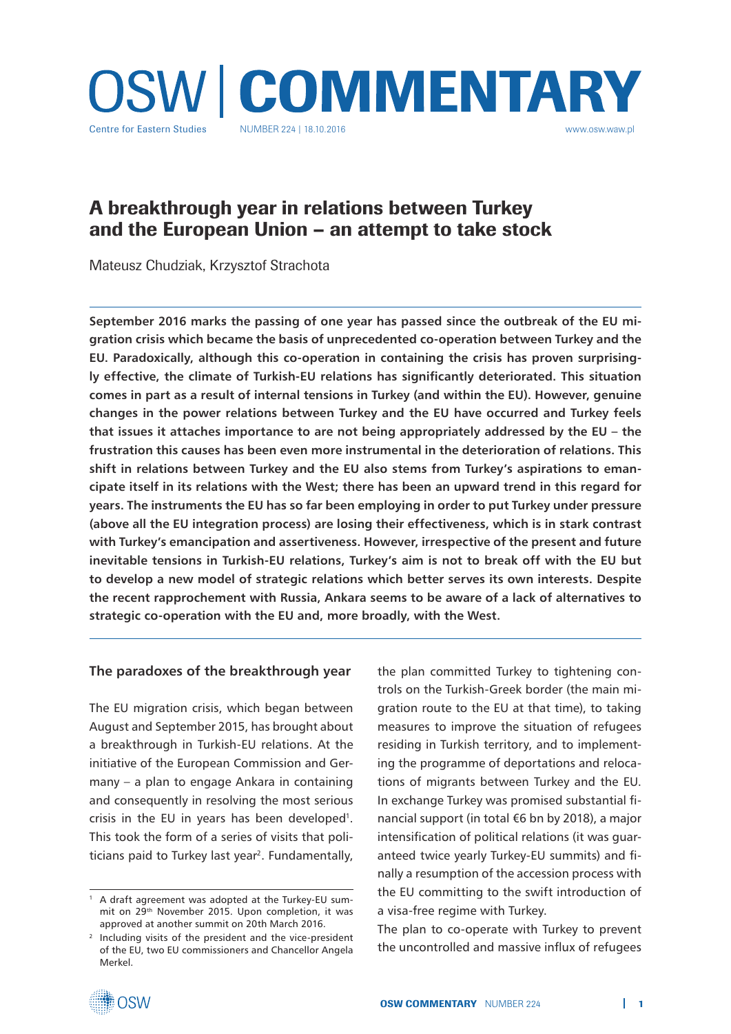# OSW | COMMENTARY

Centre for Eastern Studies NUMBER 224 | 18.10.2016 www.osw.waw.pl

## A breakthrough year in relations between Turkey and the European Union – an attempt to take stock

Mateusz Chudziak, Krzysztof Strachota

**September 2016 marks the passing of one year has passed since the outbreak of the EU migration crisis which became the basis of unprecedented co-operation between Turkey and the EU. Paradoxically, although this co-operation in containing the crisis has proven surprisingly effective, the climate of Turkish-EU relations has significantly deteriorated. This situation comes in part as a result of internal tensions in Turkey (and within the EU). However, genuine changes in the power relations between Turkey and the EU have occurred and Turkey feels that issues it attaches importance to are not being appropriately addressed by the EU – the frustration this causes has been even more instrumental in the deterioration of relations. This shift in relations between Turkey and the EU also stems from Turkey's aspirations to emancipate itself in its relations with the West; there has been an upward trend in this regard for years. The instruments the EU has so far been employing in order to put Turkey under pressure (above all the EU integration process) are losing their effectiveness, which is in stark contrast with Turkey's emancipation and assertiveness. However, irrespective of the present and future inevitable tensions in Turkish-EU relations, Turkey's aim is not to break off with the EU but to develop a new model of strategic relations which better serves its own interests. Despite the recent rapprochement with Russia, Ankara seems to be aware of a lack of alternatives to strategic co-operation with the EU and, more broadly, with the West.**

### The paradoxes of the breakthrough year

The EU migration crisis, which began between August and September 2015, has brought about a breakthrough in Turkish-EU relations. At the initiative of the European Commission and Germany – a plan to engage Ankara in containing and consequently in resolving the most serious crisis in the EU in years has been developed[1]. This took the form of a series of visits that politicians paid to Turkey last year[2]. Fundamentally, the plan committed Turkey to tightening controls on the Turkish-Greek border (the main migration route to the EU at that time), to taking measures to improve the situation of refugees residing in Turkish territory, and to implementing the programme of deportations and relocations of migrants between Turkey and the EU. In exchange Turkey was promised substantial financial support (in total €6 bn by 2018), a major intensification of political relations (it was guaranteed twice yearly Turkey-EU summits) and finally a resumption of the accession process with the EU committing to the swift introduction of a visa-free regime with Turkey.

The plan to co-operate with Turkey to prevent the uncontrolled and massive influx of refugees

[1] A draft agreement was adopted at the Turkey-EU summit on 29th November 2015. Upon completion, it was approved at another summit on 20th March 2016.

[2] Including visits of the president and the vice-president of the EU, two EU commissioners and Chancellor Angela Merkel.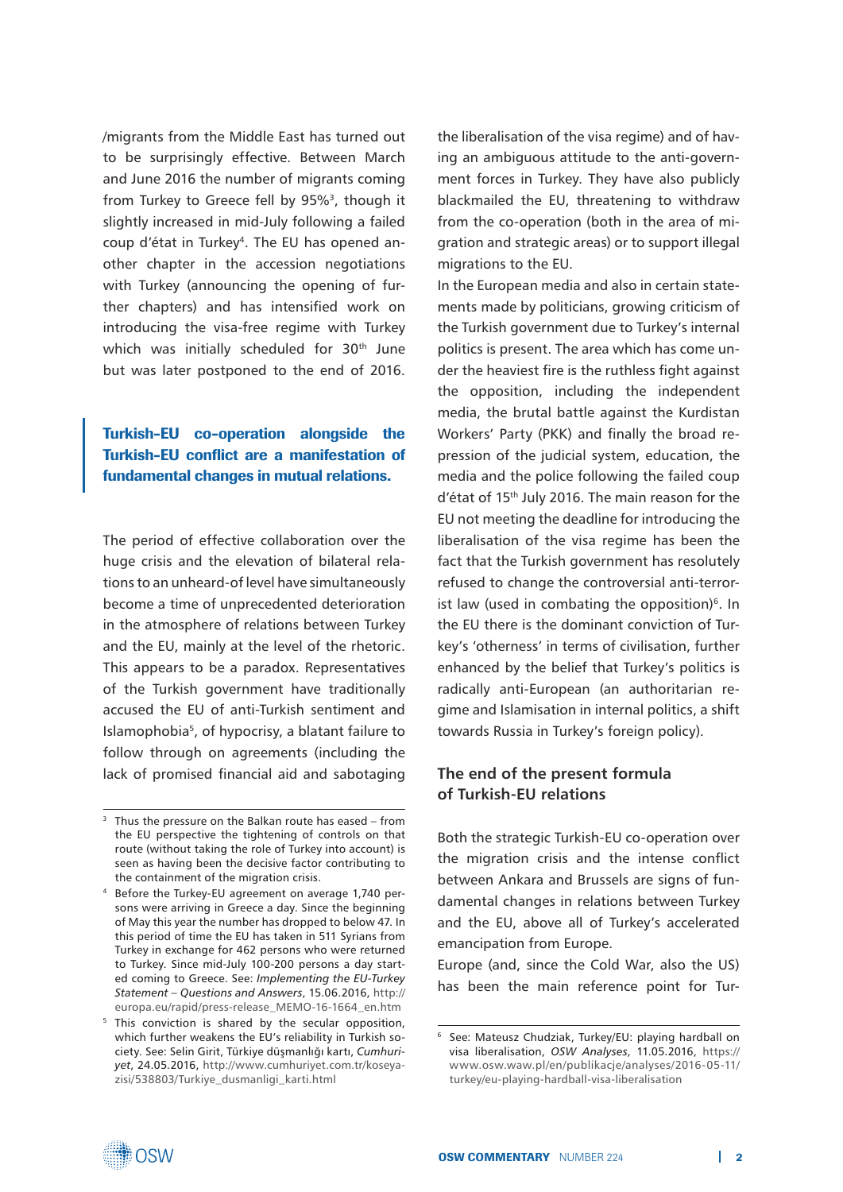/migrants from the Middle East has turned out to be surprisingly effective. Between March and June 2016 the number of migrants coming from Turkey to Greece fell by 95%[3], though it slightly increased in mid-July following a failed coup d'état in Turkey[4]. The EU has opened another chapter in the accession negotiations with Turkey (announcing the opening of further chapters) and has intensified work on introducing the visa-free regime with Turkey which was initially scheduled for 30th June but was later postponed to the end of 2016.

> **Turkish-EU co-operation alongside the Turkish-EU conflict are a manifestation of fundamental changes in mutual relations.**

The period of effective collaboration over the huge crisis and the elevation of bilateral relations to an unheard-of level have simultaneously become a time of unprecedented deterioration in the atmosphere of relations between Turkey and the EU, mainly at the level of the rhetoric. This appears to be a paradox. Representatives of the Turkish government have traditionally accused the EU of anti-Turkish sentiment and Islamophobia[5], of hypocrisy, a blatant failure to follow through on agreements (including the lack of promised financial aid and sabotaging the liberalisation of the visa regime) and of having an ambiguous attitude to the anti-government forces in Turkey. They have also publicly blackmailed the EU, threatening to withdraw from the co-operation (both in the area of migration and strategic areas) or to support illegal migrations to the EU.

In the European media and also in certain statements made by politicians, growing criticism of the Turkish government due to Turkey's internal politics is present. The area which has come under the heaviest fire is the ruthless fight against the opposition, including the independent media, the brutal battle against the Kurdistan Workers' Party (PKK) and finally the broad repression of the judicial system, education, the media and the police following the failed coup d'état of 15th July 2016. The main reason for the EU not meeting the deadline for introducing the liberalisation of the visa regime has been the fact that the Turkish government has resolutely refused to change the controversial anti-terrorist law (used in combating the opposition)[6]. In the EU there is the dominant conviction of Turkey's 'otherness' in terms of civilisation, further enhanced by the belief that Turkey's politics is radically anti-European (an authoritarian regime and Islamisation in internal politics, a shift towards Russia in Turkey's foreign policy).

## The end of the present formula of Turkish-EU relations

Both the strategic Turkish-EU co-operation over the migration crisis and the intense conflict between Ankara and Brussels are signs of fundamental changes in relations between Turkey and the EU, above all of Turkey's accelerated emancipation from Europe.

Europe (and, since the Cold War, also the US) has been the main reference point for Tur-

---

[3] Thus the pressure on the Balkan route has eased – from the EU perspective the tightening of controls on that route (without taking the role of Turkey into account) is seen as having been the decisive factor contributing to the containment of the migration crisis.

[4] Before the Turkey-EU agreement on average 1,740 persons were arriving in Greece a day. Since the beginning of May this year the number has dropped to below 47. In this period of time the EU has taken in 511 Syrians from Turkey in exchange for 462 persons who were returned to Turkey. Since mid-July 100-200 persons a day started coming to Greece. See: *Implementing the EU-Turkey Statement – Questions and Answers*, 15.06.2016, http://europa.eu/rapid/press-release_MEMO-16-1664_en.htm

[5] This conviction is shared by the secular opposition, which further weakens the EU's reliability in Turkish society. See: Selin Girit, Türkiye düşmanlığı kartı, *Cumhuriyet*, 24.05.2016, http://www.cumhuriyet.com.tr/koseyazisi/538803/Turkiye_dusmanligi_karti.html

[6] See: Mateusz Chudziak, Turkey/EU: playing hardball on visa liberalisation, *OSW Analyses*, 11.05.2016, https://www.osw.waw.pl/en/publikacje/analyses/2016-05-11/turkey/eu-playing-hardball-visa-liberalisation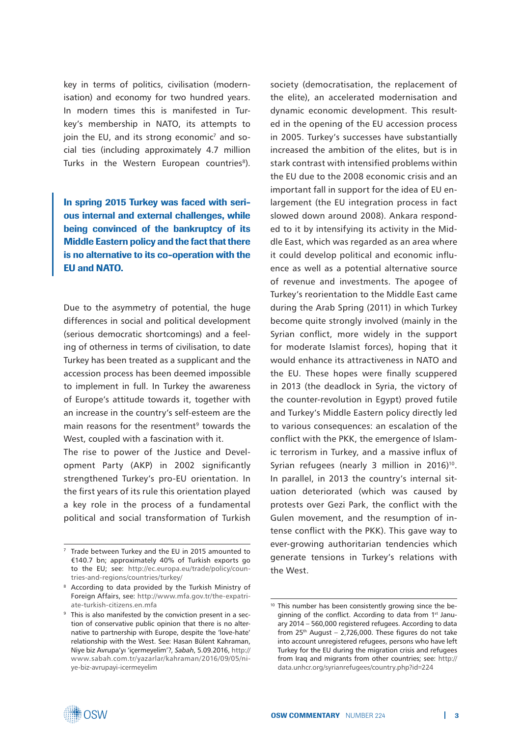key in terms of politics, civilisation (modernisation) and economy for two hundred years. In modern times this is manifested in Turkey's membership in NATO, its attempts to join the EU, and its strong economic[7] and social ties (including approximately 4.7 million Turks in the Western European countries[8]).

**In spring 2015 Turkey was faced with serious internal and external challenges, while being convinced of the bankruptcy of its Middle Eastern policy and the fact that there is no alternative to its co-operation with the EU and NATO.**

Due to the asymmetry of potential, the huge differences in social and political development (serious democratic shortcomings) and a feeling of otherness in terms of civilisation, to date Turkey has been treated as a supplicant and the accession process has been deemed impossible to implement in full. In Turkey the awareness of Europe's attitude towards it, together with an increase in the country's self-esteem are the main reasons for the resentment[9] towards the West, coupled with a fascination with it.

The rise to power of the Justice and Development Party (AKP) in 2002 significantly strengthened Turkey's pro-EU orientation. In the first years of its rule this orientation played a key role in the process of a fundamental political and social transformation of Turkish society (democratisation, the replacement of the elite), an accelerated modernisation and dynamic economic development. This resulted in the opening of the EU accession process in 2005. Turkey's successes have substantially increased the ambition of the elites, but is in stark contrast with intensified problems within the EU due to the 2008 economic crisis and an important fall in support for the idea of EU enlargement (the EU integration process in fact slowed down around 2008). Ankara responded to it by intensifying its activity in the Middle East, which was regarded as an area where it could develop political and economic influence as well as a potential alternative source of revenue and investments. The apogee of Turkey's reorientation to the Middle East came during the Arab Spring (2011) in which Turkey become quite strongly involved (mainly in the Syrian conflict, more widely in the support for moderate Islamist forces), hoping that it would enhance its attractiveness in NATO and the EU. These hopes were finally scuppered in 2013 (the deadlock in Syria, the victory of the counter-revolution in Egypt) proved futile and Turkey's Middle Eastern policy directly led to various consequences: an escalation of the conflict with the PKK, the emergence of Islamic terrorism in Turkey, and a massive influx of Syrian refugees (nearly 3 million in 2016)[10]. In parallel, in 2013 the country's internal situation deteriorated (which was caused by protests over Gezi Park, the conflict with the Gulen movement, and the resumption of intense conflict with the PKK). This gave way to ever-growing authoritarian tendencies which generate tensions in Turkey's relations with the West.

---

[7] Trade between Turkey and the EU in 2015 amounted to €140.7 bn; approximately 40% of Turkish exports go to the EU; see: http://ec.europa.eu/trade/policy/countries-and-regions/countries/turkey/

[8] According to data provided by the Turkish Ministry of Foreign Affairs, see: http://www.mfa.gov.tr/the-expatriate-turkish-citizens.en.mfa

[9] This is also manifested by the conviction present in a section of conservative public opinion that there is no alternative to partnership with Europe, despite the 'love-hate' relationship with the West. See: Hasan Bülent Kahraman, Niye biz Avrupa'yı 'içermeyelim'?, *Sabah*, 5.09.2016, http://www.sabah.com.tr/yazarlar/kahraman/2016/09/05/niye-biz-avrupayi-icermeyelim

[10] This number has been consistently growing since the beginning of the conflict. According to data from 1st January 2014 – 560,000 registered refugees. According to data from 25th August – 2,726,000. These figures do not take into account unregistered refugees, persons who have left Turkey for the EU during the migration crisis and refugees from Iraq and migrants from other countries; see: http://data.unhcr.org/syrianrefugees/country.php?id=224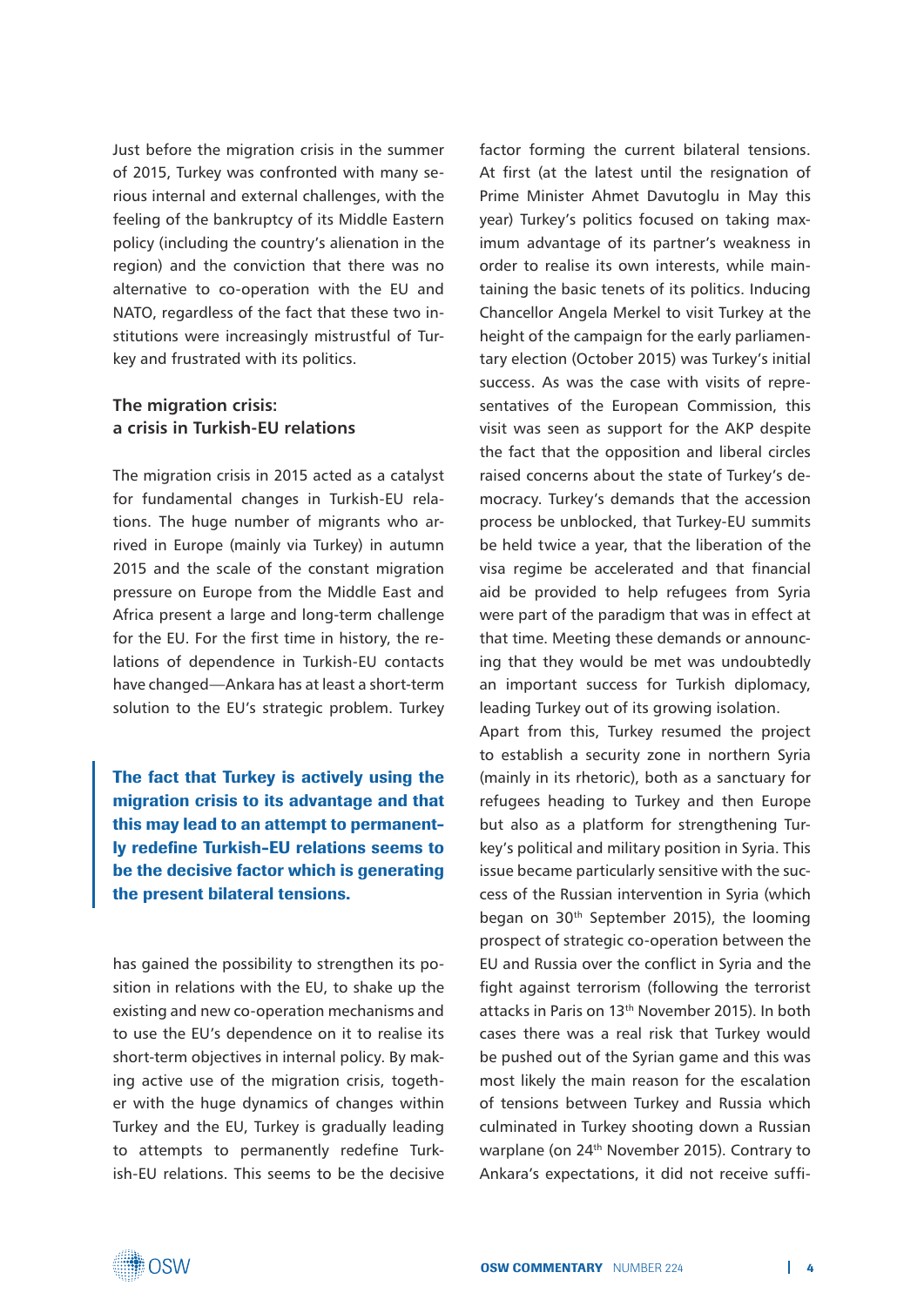Just before the migration crisis in the summer of 2015, Turkey was confronted with many serious internal and external challenges, with the feeling of the bankruptcy of its Middle Eastern policy (including the country's alienation in the region) and the conviction that there was no alternative to co-operation with the EU and NATO, regardless of the fact that these two institutions were increasingly mistrustful of Turkey and frustrated with its politics.

## The migration crisis: a crisis in Turkish-EU relations

The migration crisis in 2015 acted as a catalyst for fundamental changes in Turkish-EU relations. The huge number of migrants who arrived in Europe (mainly via Turkey) in autumn 2015 and the scale of the constant migration pressure on Europe from the Middle East and Africa present a large and long-term challenge for the EU. For the first time in history, the relations of dependence in Turkish-EU contacts have changed—Ankara has at least a short-term solution to the EU's strategic problem. Turkey has gained the possibility to strengthen its position in relations with the EU, to shake up the existing and new co-operation mechanisms and to use the EU's dependence on it to realise its short-term objectives in internal policy. By making active use of the migration crisis, together with the huge dynamics of changes within Turkey and the EU, Turkey is gradually leading to attempts to permanently redefine Turkish-EU relations. This seems to be the decisive factor forming the current bilateral tensions. At first (at the latest until the resignation of Prime Minister Ahmet Davutoglu in May this year) Turkey's politics focused on taking maximum advantage of its partner's weakness in order to realise its own interests, while maintaining the basic tenets of its politics. Inducing Chancellor Angela Merkel to visit Turkey at the height of the campaign for the early parliamentary election (October 2015) was Turkey's initial success. As was the case with visits of representatives of the European Commission, this visit was seen as support for the AKP despite the fact that the opposition and liberal circles raised concerns about the state of Turkey's democracy. Turkey's demands that the accession process be unblocked, that Turkey-EU summits be held twice a year, that the liberation of the visa regime be accelerated and that financial aid be provided to help refugees from Syria were part of the paradigm that was in effect at that time. Meeting these demands or announcing that they would be met was undoubtedly an important success for Turkish diplomacy, leading Turkey out of its growing isolation.

> **The fact that Turkey is actively using the migration crisis to its advantage and that this may lead to an attempt to permanently redefine Turkish-EU relations seems to be the decisive factor which is generating the present bilateral tensions.**

Apart from this, Turkey resumed the project to establish a security zone in northern Syria (mainly in its rhetoric), both as a sanctuary for refugees heading to Turkey and then Europe but also as a platform for strengthening Turkey's political and military position in Syria. This issue became particularly sensitive with the success of the Russian intervention in Syria (which began on 30th September 2015), the looming prospect of strategic co-operation between the EU and Russia over the conflict in Syria and the fight against terrorism (following the terrorist attacks in Paris on 13th November 2015). In both cases there was a real risk that Turkey would be pushed out of the Syrian game and this was most likely the main reason for the escalation of tensions between Turkey and Russia which culminated in Turkey shooting down a Russian warplane (on 24th November 2015). Contrary to Ankara's expectations, it did not receive suffi-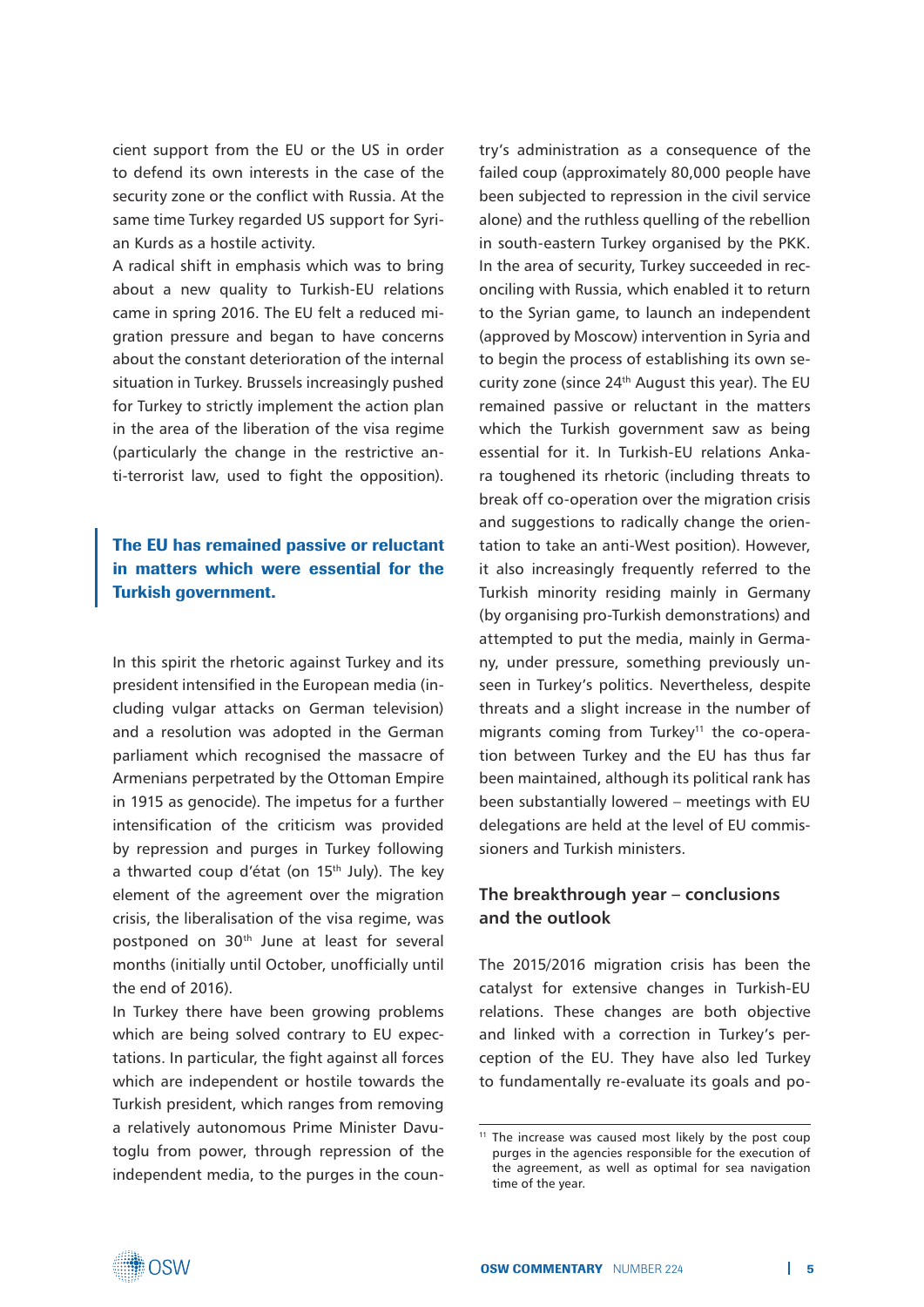cient support from the EU or the US in order to defend its own interests in the case of the security zone or the conflict with Russia. At the same time Turkey regarded US support for Syrian Kurds as a hostile activity.

A radical shift in emphasis which was to bring about a new quality to Turkish-EU relations came in spring 2016. The EU felt a reduced migration pressure and began to have concerns about the constant deterioration of the internal situation in Turkey. Brussels increasingly pushed for Turkey to strictly implement the action plan in the area of the liberation of the visa regime (particularly the change in the restrictive anti-terrorist law, used to fight the opposition).

**The EU has remained passive or reluctant in matters which were essential for the Turkish government.**

In this spirit the rhetoric against Turkey and its president intensified in the European media (including vulgar attacks on German television) and a resolution was adopted in the German parliament which recognised the massacre of Armenians perpetrated by the Ottoman Empire in 1915 as genocide). The impetus for a further intensification of the criticism was provided by repression and purges in Turkey following a thwarted coup d'état (on 15th July). The key element of the agreement over the migration crisis, the liberalisation of the visa regime, was postponed on 30th June at least for several months (initially until October, unofficially until the end of 2016).

In Turkey there have been growing problems which are being solved contrary to EU expectations. In particular, the fight against all forces which are independent or hostile towards the Turkish president, which ranges from removing a relatively autonomous Prime Minister Davutoglu from power, through repression of the independent media, to the purges in the country's administration as a consequence of the failed coup (approximately 80,000 people have been subjected to repression in the civil service alone) and the ruthless quelling of the rebellion in south-eastern Turkey organised by the PKK. In the area of security, Turkey succeeded in reconciling with Russia, which enabled it to return to the Syrian game, to launch an independent (approved by Moscow) intervention in Syria and to begin the process of establishing its own security zone (since 24th August this year). The EU remained passive or reluctant in the matters which the Turkish government saw as being essential for it. In Turkish-EU relations Ankara toughened its rhetoric (including threats to break off co-operation over the migration crisis and suggestions to radically change the orientation to take an anti-West position). However, it also increasingly frequently referred to the Turkish minority residing mainly in Germany (by organising pro-Turkish demonstrations) and attempted to put the media, mainly in Germany, under pressure, something previously unseen in Turkey's politics. Nevertheless, despite threats and a slight increase in the number of migrants coming from Turkey[11] the co-operation between Turkey and the EU has thus far been maintained, although its political rank has been substantially lowered – meetings with EU delegations are held at the level of EU commissioners and Turkish ministers.

## The breakthrough year – conclusions and the outlook

The 2015/2016 migration crisis has been the catalyst for extensive changes in Turkish-EU relations. These changes are both objective and linked with a correction in Turkey's perception of the EU. They have also led Turkey to fundamentally re-evaluate its goals and po-

[11] The increase was caused most likely by the post coup purges in the agencies responsible for the execution of the agreement, as well as optimal for sea navigation time of the year.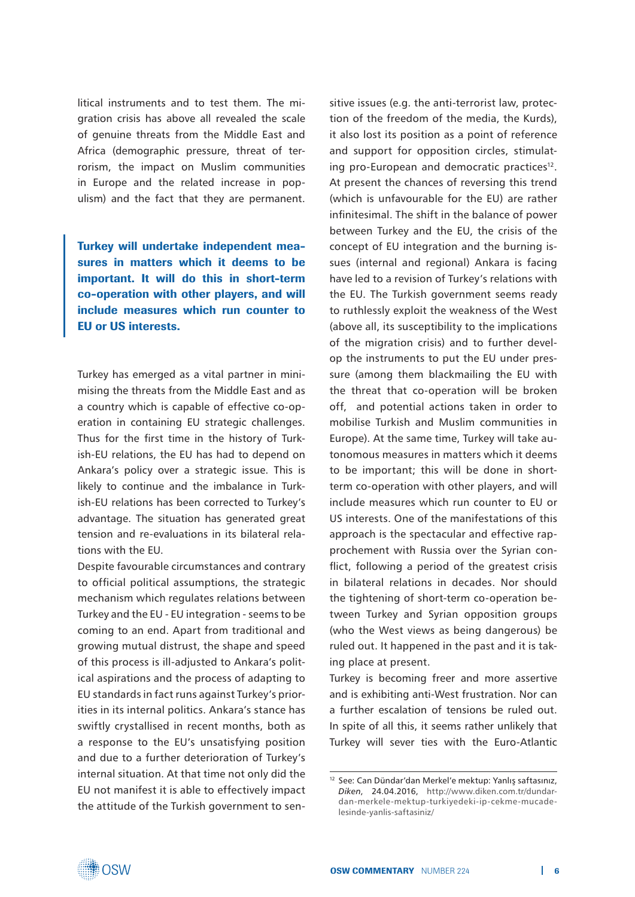litical instruments and to test them. The migration crisis has above all revealed the scale of genuine threats from the Middle East and Africa (demographic pressure, threat of terrorism, the impact on Muslim communities in Europe and the related increase in populism) and the fact that they are permanent.

**Turkey will undertake independent measures in matters which it deems to be important. It will do this in short-term co-operation with other players, and will include measures which run counter to EU or US interests.**

Turkey has emerged as a vital partner in minimising the threats from the Middle East and as a country which is capable of effective co-operation in containing EU strategic challenges. Thus for the first time in the history of Turkish-EU relations, the EU has had to depend on Ankara's policy over a strategic issue. This is likely to continue and the imbalance in Turkish-EU relations has been corrected to Turkey's advantage. The situation has generated great tension and re-evaluations in its bilateral relations with the EU.

Despite favourable circumstances and contrary to official political assumptions, the strategic mechanism which regulates relations between Turkey and the EU - EU integration - seems to be coming to an end. Apart from traditional and growing mutual distrust, the shape and speed of this process is ill-adjusted to Ankara's political aspirations and the process of adapting to EU standards in fact runs against Turkey's priorities in its internal politics. Ankara's stance has swiftly crystallised in recent months, both as a response to the EU's unsatisfying position and due to a further deterioration of Turkey's internal situation. At that time not only did the EU not manifest it is able to effectively impact the attitude of the Turkish government to sensitive issues (e.g. the anti-terrorist law, protection of the freedom of the media, the Kurds), it also lost its position as a point of reference and support for opposition circles, stimulating pro-European and democratic practices[12]. At present the chances of reversing this trend (which is unfavourable for the EU) are rather infinitesimal. The shift in the balance of power between Turkey and the EU, the crisis of the concept of EU integration and the burning issues (internal and regional) Ankara is facing have led to a revision of Turkey's relations with the EU. The Turkish government seems ready to ruthlessly exploit the weakness of the West (above all, its susceptibility to the implications of the migration crisis) and to further develop the instruments to put the EU under pressure (among them blackmailing the EU with the threat that co-operation will be broken off, and potential actions taken in order to mobilise Turkish and Muslim communities in Europe). At the same time, Turkey will take autonomous measures in matters which it deems to be important; this will be done in short-term co-operation with other players, and will include measures which run counter to EU or US interests. One of the manifestations of this approach is the spectacular and effective rapprochement with Russia over the Syrian conflict, following a period of the greatest crisis in bilateral relations in decades. Nor should the tightening of short-term co-operation between Turkey and Syrian opposition groups (who the West views as being dangerous) be ruled out. It happened in the past and it is taking place at present.

Turkey is becoming freer and more assertive and is exhibiting anti-West frustration. Nor can a further escalation of tensions be ruled out. In spite of all this, it seems rather unlikely that Turkey will sever ties with the Euro-Atlantic

---

[12] See: Can Dündar'dan Merkel'e mektup: Yanlış saftasınız, *Diken*, 24.04.2016, http://www.diken.com.tr/dundardan-merkele-mektup-turkiyedeki-ip-cekme-mucadelesinde-yanlis-saftasiniz/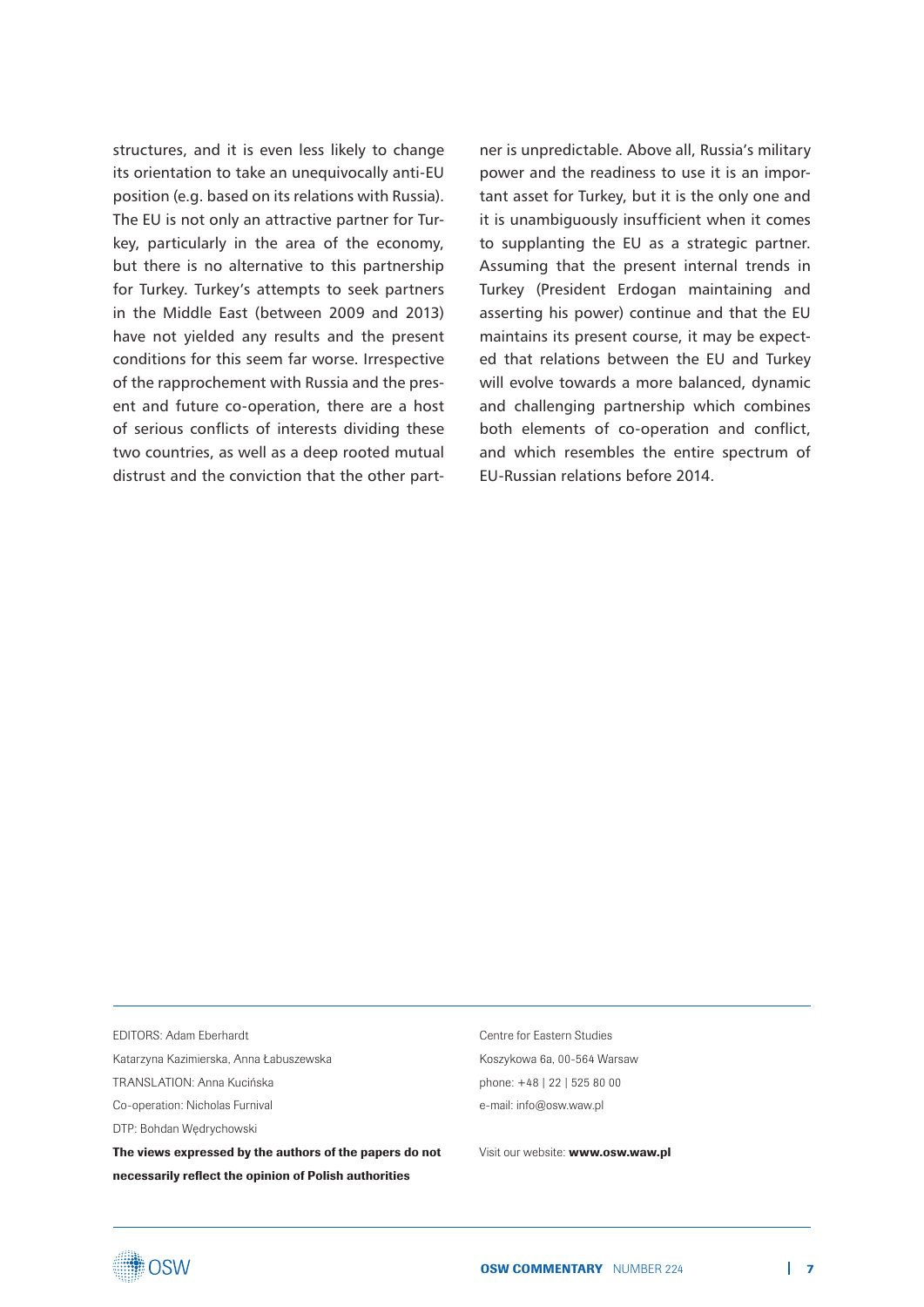structures, and it is even less likely to change its orientation to take an unequivocally anti-EU position (e.g. based on its relations with Russia). The EU is not only an attractive partner for Turkey, particularly in the area of the economy, but there is no alternative to this partnership for Turkey. Turkey's attempts to seek partners in the Middle East (between 2009 and 2013) have not yielded any results and the present conditions for this seem far worse. Irrespective of the rapprochement with Russia and the present and future co-operation, there are a host of serious conflicts of interests dividing these two countries, as well as a deep rooted mutual distrust and the conviction that the other partner is unpredictable. Above all, Russia's military power and the readiness to use it is an important asset for Turkey, but it is the only one and it is unambiguously insufficient when it comes to supplanting the EU as a strategic partner. Assuming that the present internal trends in Turkey (President Erdogan maintaining and asserting his power) continue and that the EU maintains its present course, it may be expected that relations between the EU and Turkey will evolve towards a more balanced, dynamic and challenging partnership which combines both elements of co-operation and conflict, and which resembles the entire spectrum of EU-Russian relations before 2014.

---

EDITORS: Adam Eberhardt
Katarzyna Kazimierska, Anna Łabuszewska
TRANSLATION: Anna Kucińska
Co-operation: Nicholas Furnival
DTP: Bohdan Wędrychowski

**The views expressed by the authors of the papers do not necessarily reflect the opinion of Polish authorities**

Centre for Eastern Studies
Koszykowa 6a, 00-564 Warsaw
phone: +48 | 22 | 525 80 00
e-mail: info@osw.waw.pl

Visit our website: **www.osw.waw.pl**